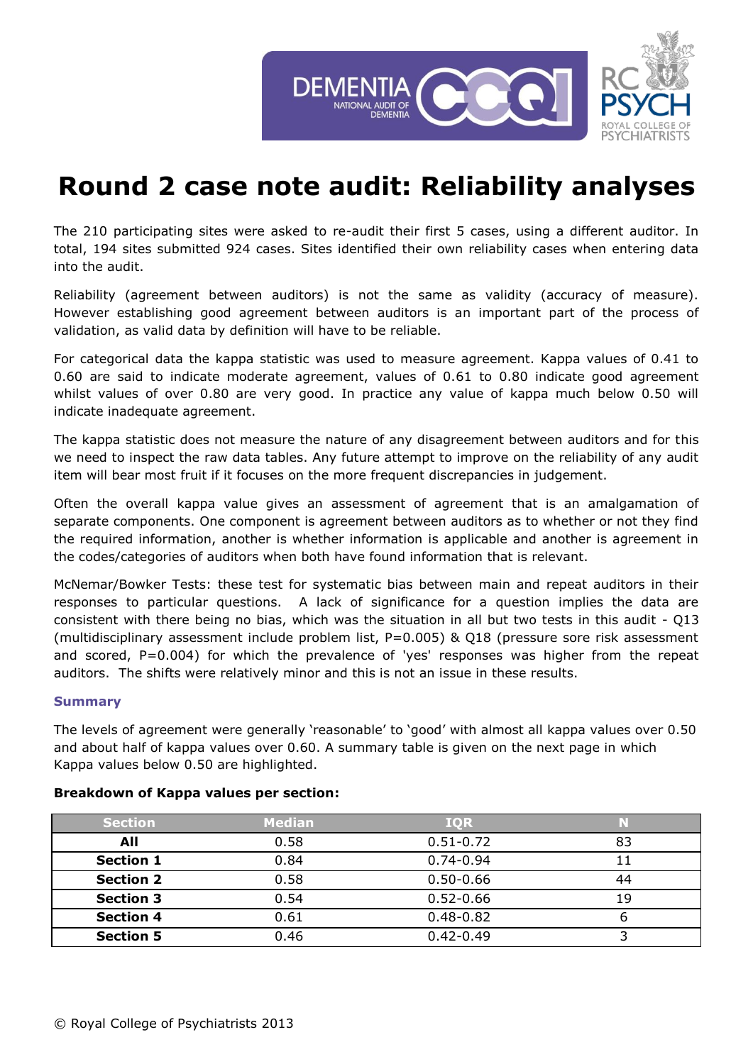# Round 2 case note audit: Reliability analyses

The 210 participating sites were asked to re-audit their first 5 cases, using a different auditor. In total, 194 sites submitted 924 cases. Sites identified their own reliability cases when entering data into the audit.

Reliability (agreement between auditors) is not the same as validity (accuracy of measure). However establishing good agreement between auditors is an important part of the process of validation, as valid data by definition will have to be reliable.

For categorical data the kappa statistic was used to measure agreement. Kappa values of 0.41 to 0.60 are said to indicate moderate agreement, values of 0.61 to 0.80 indicate good agreement whilst values of over 0.80 are very good. In practice any value of kappa much below 0.50 will indicate inadequate agreement.

The kappa statistic does not measure the nature of any disagreement between auditors and for this we need to inspect the raw data tables. Any future attempt to improve on the reliability of any audit item will bear most fruit if it focuses on the more frequent discrepancies in judgement.

Often the overall kappa value gives an assessment of agreement that is an amalgamation of separate components. One component is agreement between auditors as to whether or not they find the required information, another is whether information is applicable and another is agreement in the codes/categories of auditors when both have found information that is relevant.

McNemar/Bowker Tests: these test for systematic bias between main and repeat auditors in their responses to particular questions. A lack of significance for a question implies the data are consistent with there being no bias, which was the situation in all but two tests in this audit - Q13 (multidisciplinary assessment include problem list, P=0.005) & Q18 (pressure sore risk assessment and scored, P=0.004) for which the prevalence of 'yes' responses was higher from the repeat auditors. The shifts were relatively minor and this is not an issue in these results.

### Summary

The levels of agreement were generally 'reasonable' to 'good' with almost all kappa values over 0.50 and about half of kappa values over 0.60. A summary table is given on the next page in which Kappa values below 0.50 are highlighted.

**Breakdown of Kappa values per section:**

| Section | Median | IQR | N |
|---|---|---|---|
| **All** | 0.58 | 0.51-0.72 | 83 |
| **Section 1** | 0.84 | 0.74-0.94 | 11 |
| **Section 2** | 0.58 | 0.50-0.66 | 44 |
| **Section 3** | 0.54 | 0.52-0.66 | 19 |
| **Section 4** | 0.61 | 0.48-0.82 | 6 |
| **Section 5** | 0.46 | 0.42-0.49 | 3 |

© Royal College of Psychiatrists 2013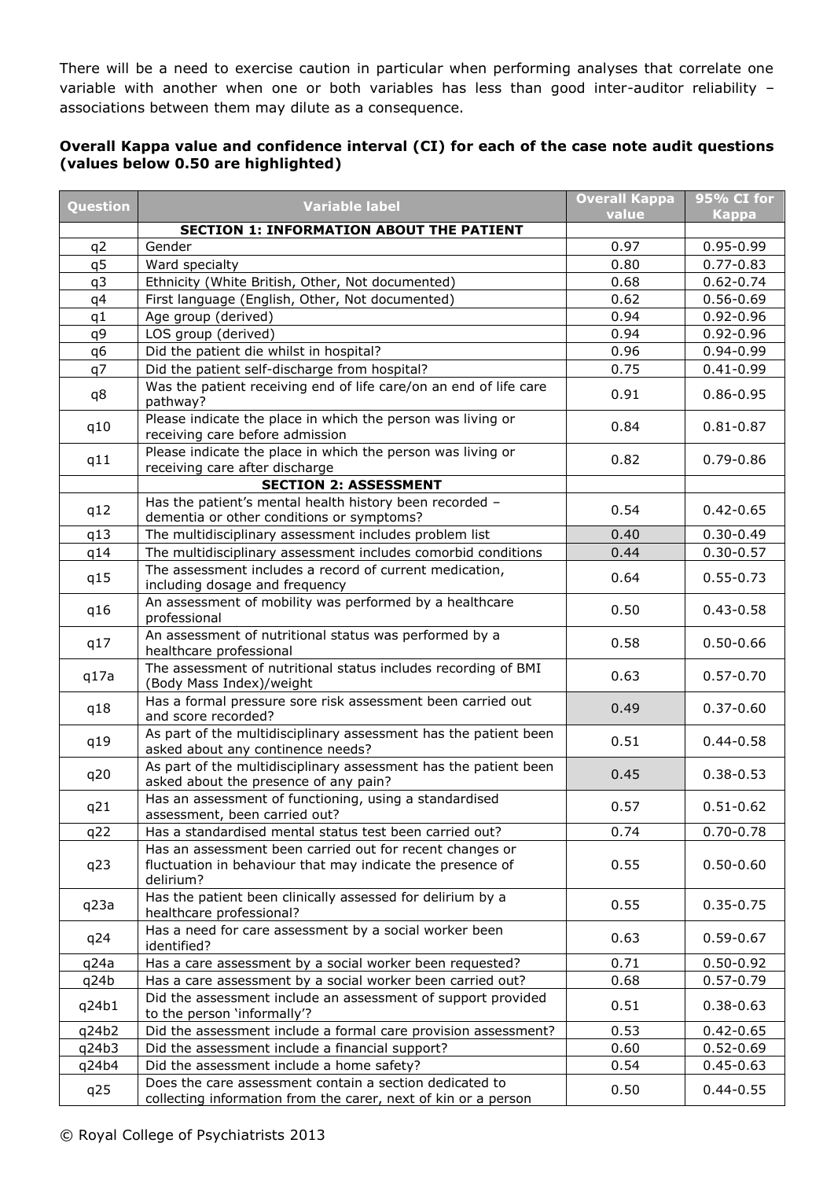There will be a need to exercise caution in particular when performing analyses that correlate one variable with another when one or both variables has less than good inter-auditor reliability – associations between them may dilute as a consequence.

**Overall Kappa value and confidence interval (CI) for each of the case note audit questions (values below 0.50 are highlighted)**

| Question | Variable label | Overall Kappa value | 95% CI for Kappa |
|---|---|---|---|
| | **SECTION 1: INFORMATION ABOUT THE PATIENT** | | |
| q2 | Gender | 0.97 | 0.95-0.99 |
| q5 | Ward specialty | 0.80 | 0.77-0.83 |
| q3 | Ethnicity (White British, Other, Not documented) | 0.68 | 0.62-0.74 |
| q4 | First language (English, Other, Not documented) | 0.62 | 0.56-0.69 |
| q1 | Age group (derived) | 0.94 | 0.92-0.96 |
| q9 | LOS group (derived) | 0.94 | 0.92-0.96 |
| q6 | Did the patient die whilst in hospital? | 0.96 | 0.94-0.99 |
| q7 | Did the patient self-discharge from hospital? | 0.75 | 0.41-0.99 |
| q8 | Was the patient receiving end of life care/on an end of life care pathway? | 0.91 | 0.86-0.95 |
| q10 | Please indicate the place in which the person was living or receiving care before admission | 0.84 | 0.81-0.87 |
| q11 | Please indicate the place in which the person was living or receiving care after discharge | 0.82 | 0.79-0.86 |
| | **SECTION 2: ASSESSMENT** | | |
| q12 | Has the patient's mental health history been recorded – dementia or other conditions or symptoms? | 0.54 | 0.42-0.65 |
| q13 | The multidisciplinary assessment includes problem list | 0.40 | 0.30-0.49 |
| q14 | The multidisciplinary assessment includes comorbid conditions | 0.44 | 0.30-0.57 |
| q15 | The assessment includes a record of current medication, including dosage and frequency | 0.64 | 0.55-0.73 |
| q16 | An assessment of mobility was performed by a healthcare professional | 0.50 | 0.43-0.58 |
| q17 | An assessment of nutritional status was performed by a healthcare professional | 0.58 | 0.50-0.66 |
| q17a | The assessment of nutritional status includes recording of BMI (Body Mass Index)/weight | 0.63 | 0.57-0.70 |
| q18 | Has a formal pressure sore risk assessment been carried out and score recorded? | 0.49 | 0.37-0.60 |
| q19 | As part of the multidisciplinary assessment has the patient been asked about any continence needs? | 0.51 | 0.44-0.58 |
| q20 | As part of the multidisciplinary assessment has the patient been asked about the presence of any pain? | 0.45 | 0.38-0.53 |
| q21 | Has an assessment of functioning, using a standardised assessment, been carried out? | 0.57 | 0.51-0.62 |
| q22 | Has a standardised mental status test been carried out? | 0.74 | 0.70-0.78 |
| q23 | Has an assessment been carried out for recent changes or fluctuation in behaviour that may indicate the presence of delirium? | 0.55 | 0.50-0.60 |
| q23a | Has the patient been clinically assessed for delirium by a healthcare professional? | 0.55 | 0.35-0.75 |
| q24 | Has a need for care assessment by a social worker been identified? | 0.63 | 0.59-0.67 |
| q24a | Has a care assessment by a social worker been requested? | 0.71 | 0.50-0.92 |
| q24b | Has a care assessment by a social worker been carried out? | 0.68 | 0.57-0.79 |
| q24b1 | Did the assessment include an assessment of support provided to the person 'informally'? | 0.51 | 0.38-0.63 |
| q24b2 | Did the assessment include a formal care provision assessment? | 0.53 | 0.42-0.65 |
| q24b3 | Did the assessment include a financial support? | 0.60 | 0.52-0.69 |
| q24b4 | Did the assessment include a home safety? | 0.54 | 0.45-0.63 |
| q25 | Does the care assessment contain a section dedicated to collecting information from the carer, next of kin or a person | 0.50 | 0.44-0.55 |

© Royal College of Psychiatrists 2013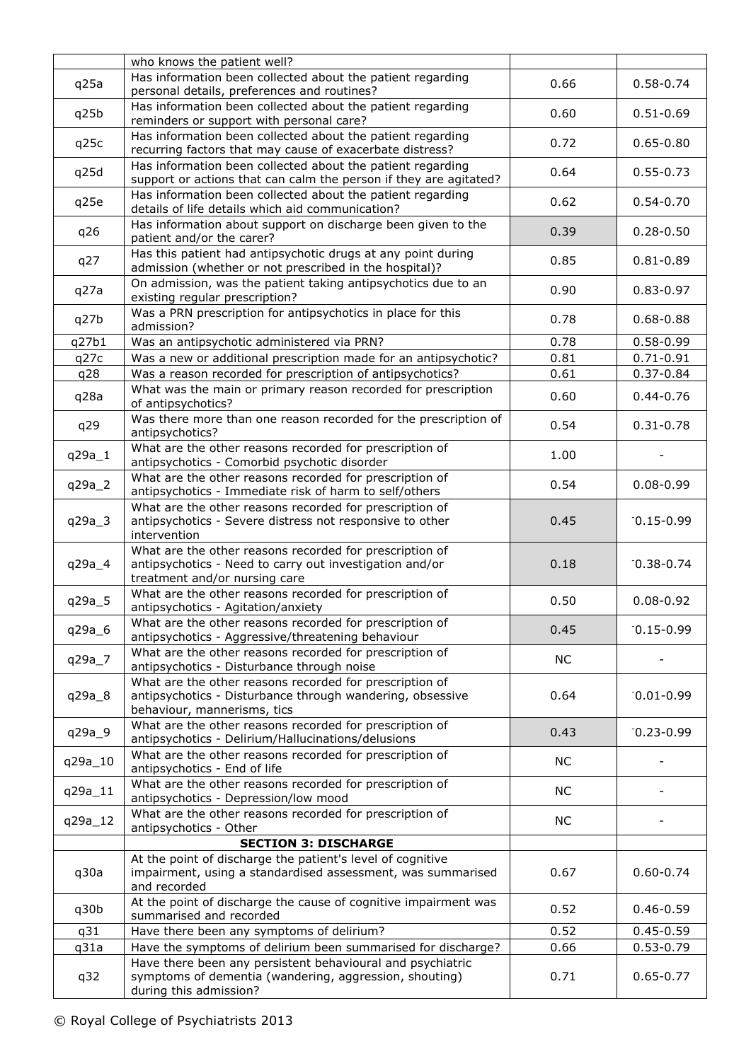| | | | |
|---|---|---|---|
| | who knows the patient well? | | |
| q25a | Has information been collected about the patient regarding personal details, preferences and routines? | 0.66 | 0.58-0.74 |
| q25b | Has information been collected about the patient regarding reminders or support with personal care? | 0.60 | 0.51-0.69 |
| q25c | Has information been collected about the patient regarding recurring factors that may cause of exacerbate distress? | 0.72 | 0.65-0.80 |
| q25d | Has information been collected about the patient regarding support or actions that can calm the person if they are agitated? | 0.64 | 0.55-0.73 |
| q25e | Has information been collected about the patient regarding details of life details which aid communication? | 0.62 | 0.54-0.70 |
| q26 | Has information about support on discharge been given to the patient and/or the carer? | 0.39 | 0.28-0.50 |
| q27 | Has this patient had antipsychotic drugs at any point during admission (whether or not prescribed in the hospital)? | 0.85 | 0.81-0.89 |
| q27a | On admission, was the patient taking antipsychotics due to an existing regular prescription? | 0.90 | 0.83-0.97 |
| q27b | Was a PRN prescription for antipsychotics in place for this admission? | 0.78 | 0.68-0.88 |
| q27b1 | Was an antipsychotic administered via PRN? | 0.78 | 0.58-0.99 |
| q27c | Was a new or additional prescription made for an antipsychotic? | 0.81 | 0.71-0.91 |
| q28 | Was a reason recorded for prescription of antipsychotics? | 0.61 | 0.37-0.84 |
| q28a | What was the main or primary reason recorded for prescription of antipsychotics? | 0.60 | 0.44-0.76 |
| q29 | Was there more than one reason recorded for the prescription of antipsychotics? | 0.54 | 0.31-0.78 |
| q29a_1 | What are the other reasons recorded for prescription of antipsychotics - Comorbid psychotic disorder | 1.00 | - |
| q29a_2 | What are the other reasons recorded for prescription of antipsychotics - Immediate risk of harm to self/others | 0.54 | 0.08-0.99 |
| q29a_3 | What are the other reasons recorded for prescription of antipsychotics - Severe distress not responsive to other intervention | 0.45 | -0.15-0.99 |
| q29a_4 | What are the other reasons recorded for prescription of antipsychotics - Need to carry out investigation and/or treatment and/or nursing care | 0.18 | -0.38-0.74 |
| q29a_5 | What are the other reasons recorded for prescription of antipsychotics - Agitation/anxiety | 0.50 | 0.08-0.92 |
| q29a_6 | What are the other reasons recorded for prescription of antipsychotics - Aggressive/threatening behaviour | 0.45 | -0.15-0.99 |
| q29a_7 | What are the other reasons recorded for prescription of antipsychotics - Disturbance through noise | NC | - |
| q29a_8 | What are the other reasons recorded for prescription of antipsychotics - Disturbance through wandering, obsessive behaviour, mannerisms, tics | 0.64 | -0.01-0.99 |
| q29a_9 | What are the other reasons recorded for prescription of antipsychotics - Delirium/Hallucinations/delusions | 0.43 | -0.23-0.99 |
| q29a_10 | What are the other reasons recorded for prescription of antipsychotics - End of life | NC | - |
| q29a_11 | What are the other reasons recorded for prescription of antipsychotics - Depression/low mood | NC | - |
| q29a_12 | What are the other reasons recorded for prescription of antipsychotics - Other | NC | - |
| | **SECTION 3: DISCHARGE** | | |
| q30a | At the point of discharge the patient's level of cognitive impairment, using a standardised assessment, was summarised and recorded | 0.67 | 0.60-0.74 |
| q30b | At the point of discharge the cause of cognitive impairment was summarised and recorded | 0.52 | 0.46-0.59 |
| q31 | Have there been any symptoms of delirium? | 0.52 | 0.45-0.59 |
| q31a | Have the symptoms of delirium been summarised for discharge? | 0.66 | 0.53-0.79 |
| q32 | Have there been any persistent behavioural and psychiatric symptoms of dementia (wandering, aggression, shouting) during this admission? | 0.71 | 0.65-0.77 |

© Royal College of Psychiatrists 2013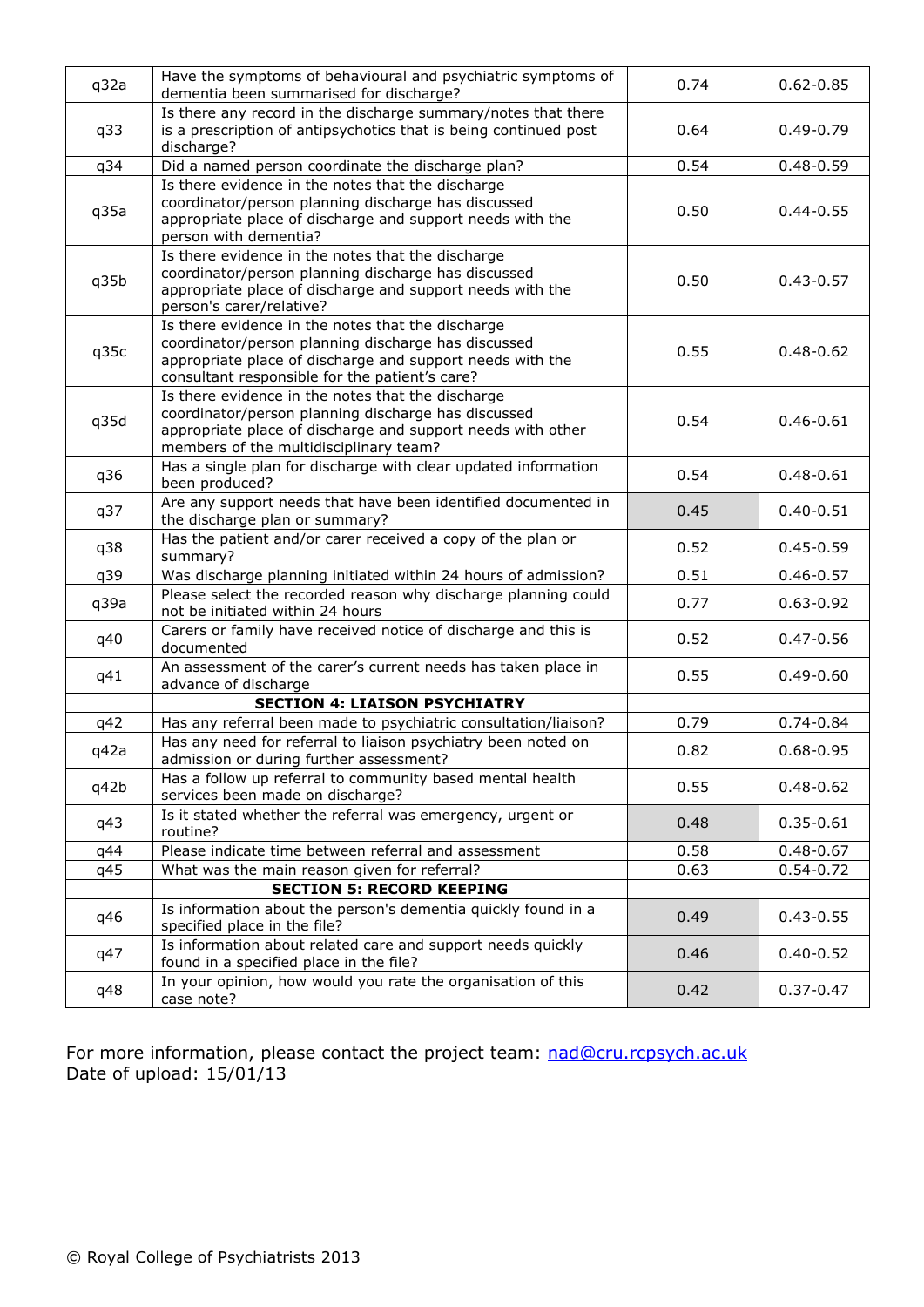| | | | |
|---|---|---|---|
| q32a | Have the symptoms of behavioural and psychiatric symptoms of dementia been summarised for discharge? | 0.74 | 0.62-0.85 |
| q33 | Is there any record in the discharge summary/notes that there is a prescription of antipsychotics that is being continued post discharge? | 0.64 | 0.49-0.79 |
| q34 | Did a named person coordinate the discharge plan? | 0.54 | 0.48-0.59 |
| q35a | Is there evidence in the notes that the discharge coordinator/person planning discharge has discussed appropriate place of discharge and support needs with the person with dementia? | 0.50 | 0.44-0.55 |
| q35b | Is there evidence in the notes that the discharge coordinator/person planning discharge has discussed appropriate place of discharge and support needs with the person's carer/relative? | 0.50 | 0.43-0.57 |
| q35c | Is there evidence in the notes that the discharge coordinator/person planning discharge has discussed appropriate place of discharge and support needs with the consultant responsible for the patient's care? | 0.55 | 0.48-0.62 |
| q35d | Is there evidence in the notes that the discharge coordinator/person planning discharge has discussed appropriate place of discharge and support needs with other members of the multidisciplinary team? | 0.54 | 0.46-0.61 |
| q36 | Has a single plan for discharge with clear updated information been produced? | 0.54 | 0.48-0.61 |
| q37 | Are any support needs that have been identified documented in the discharge plan or summary? | 0.45 | 0.40-0.51 |
| q38 | Has the patient and/or carer received a copy of the plan or summary? | 0.52 | 0.45-0.59 |
| q39 | Was discharge planning initiated within 24 hours of admission? | 0.51 | 0.46-0.57 |
| q39a | Please select the recorded reason why discharge planning could not be initiated within 24 hours | 0.77 | 0.63-0.92 |
| q40 | Carers or family have received notice of discharge and this is documented | 0.52 | 0.47-0.56 |
| q41 | An assessment of the carer's current needs has taken place in advance of discharge | 0.55 | 0.49-0.60 |
| | **SECTION 4: LIAISON PSYCHIATRY** | | |
| q42 | Has any referral been made to psychiatric consultation/liaison? | 0.79 | 0.74-0.84 |
| q42a | Has any need for referral to liaison psychiatry been noted on admission or during further assessment? | 0.82 | 0.68-0.95 |
| q42b | Has a follow up referral to community based mental health services been made on discharge? | 0.55 | 0.48-0.62 |
| q43 | Is it stated whether the referral was emergency, urgent or routine? | 0.48 | 0.35-0.61 |
| q44 | Please indicate time between referral and assessment | 0.58 | 0.48-0.67 |
| q45 | What was the main reason given for referral? | 0.63 | 0.54-0.72 |
| | **SECTION 5: RECORD KEEPING** | | |
| q46 | Is information about the person's dementia quickly found in a specified place in the file? | 0.49 | 0.43-0.55 |
| q47 | Is information about related care and support needs quickly found in a specified place in the file? | 0.46 | 0.40-0.52 |
| q48 | In your opinion, how would you rate the organisation of this case note? | 0.42 | 0.37-0.47 |

For more information, please contact the project team: nad@cru.rcpsych.ac.uk
Date of upload: 15/01/13

© Royal College of Psychiatrists 2013